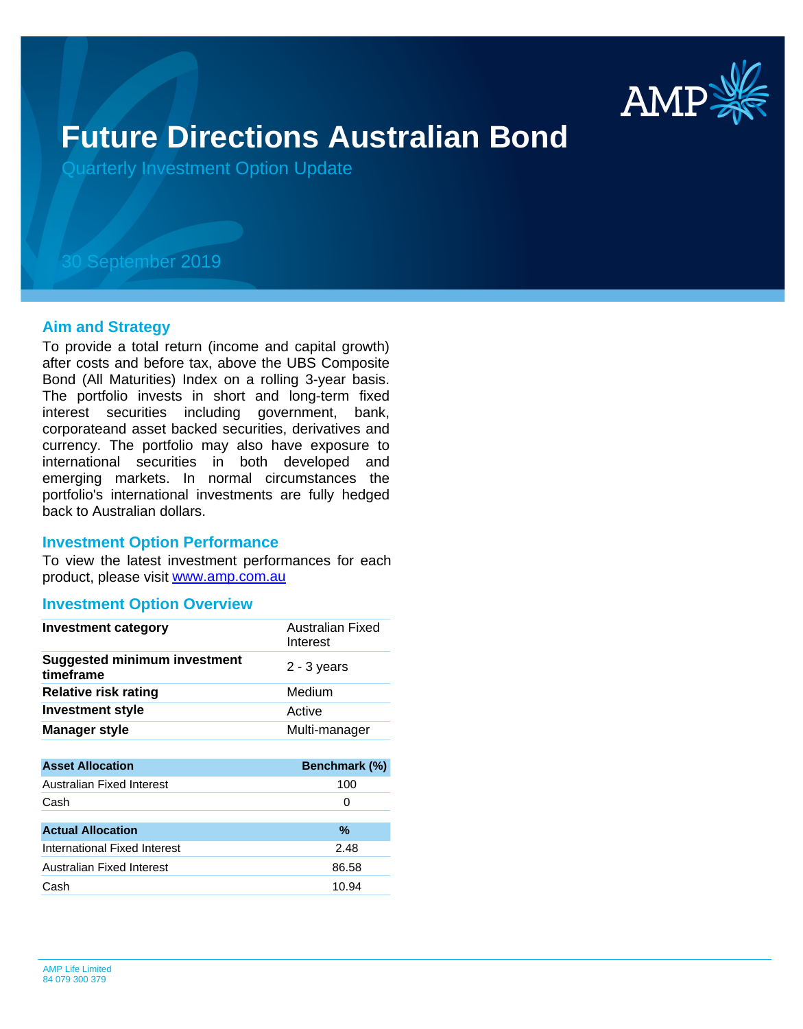# Future Directions Australian Bond

Quarterly Investment Option Update

30 September 2019

## Aim and Strategy

To provide a total return (income and capital growth) after costs and before tax, above the UBS Composite Bond (All Maturities) Index on a rolling 3-year basis. The portfolio invests in short and long-term fixed interest securities including government, bank, corporateand asset backed securities, derivatives and currency. The portfolio may also have exposure to international securities in both developed and emerging markets. In normal circumstances the portfolio's international investments are fully hedged back to Australian dollars.

## Investment Option Performance

To view the latest investment performances for each product, please visit www.amp.com.au

## Investment Option Overview

| | |
|---|---|
| **Investment category** | Australian Fixed Interest |
| **Suggested minimum investment timeframe** | 2 - 3 years |
| **Relative risk rating** | Medium |
| **Investment style** | Active |
| **Manager style** | Multi-manager |

| Asset Allocation | Benchmark (%) |
|---|---|
| Australian Fixed Interest | 100 |
| Cash | 0 |

| Actual Allocation | % |
|---|---|
| International Fixed Interest | 2.48 |
| Australian Fixed Interest | 86.58 |
| Cash | 10.94 |

AMP Life Limited
84 079 300 379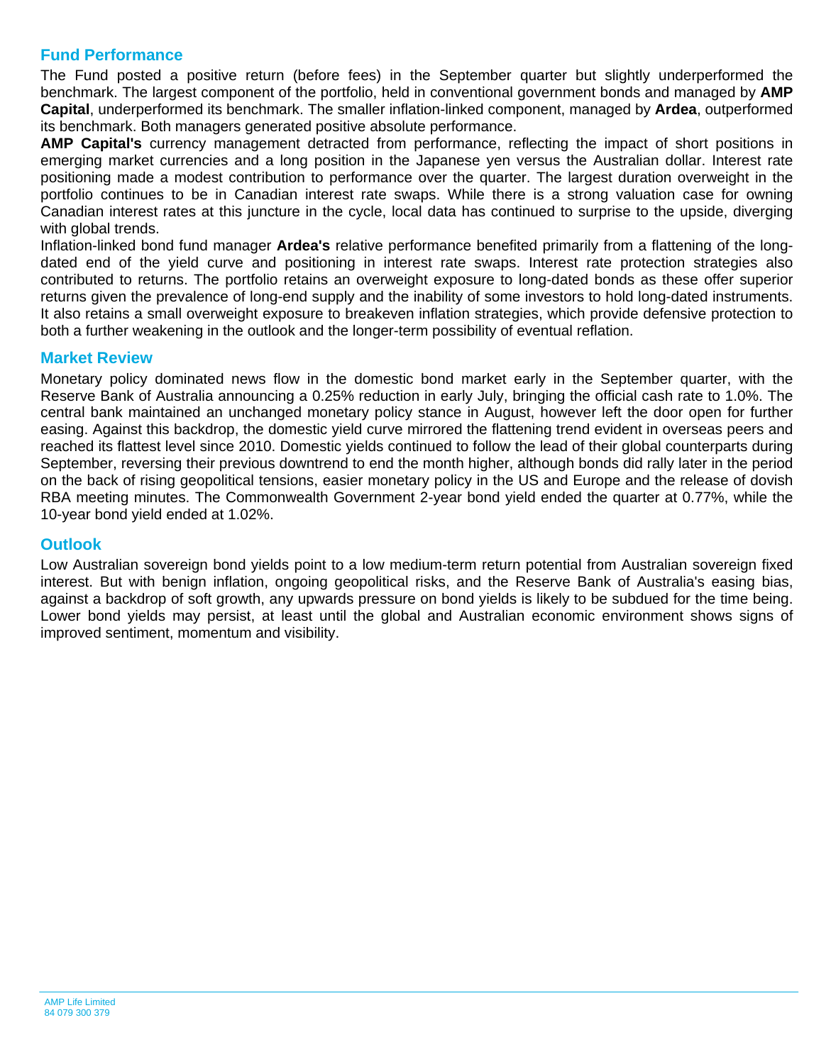## Fund Performance

The Fund posted a positive return (before fees) in the September quarter but slightly underperformed the benchmark. The largest component of the portfolio, held in conventional government bonds and managed by **AMP Capital**, underperformed its benchmark. The smaller inflation-linked component, managed by **Ardea**, outperformed its benchmark. Both managers generated positive absolute performance.

**AMP Capital's** currency management detracted from performance, reflecting the impact of short positions in emerging market currencies and a long position in the Japanese yen versus the Australian dollar. Interest rate positioning made a modest contribution to performance over the quarter. The largest duration overweight in the portfolio continues to be in Canadian interest rate swaps. While there is a strong valuation case for owning Canadian interest rates at this juncture in the cycle, local data has continued to surprise to the upside, diverging with global trends.

Inflation-linked bond fund manager **Ardea's** relative performance benefited primarily from a flattening of the long-dated end of the yield curve and positioning in interest rate swaps. Interest rate protection strategies also contributed to returns. The portfolio retains an overweight exposure to long-dated bonds as these offer superior returns given the prevalence of long-end supply and the inability of some investors to hold long-dated instruments. It also retains a small overweight exposure to breakeven inflation strategies, which provide defensive protection to both a further weakening in the outlook and the longer-term possibility of eventual reflation.

## Market Review

Monetary policy dominated news flow in the domestic bond market early in the September quarter, with the Reserve Bank of Australia announcing a 0.25% reduction in early July, bringing the official cash rate to 1.0%. The central bank maintained an unchanged monetary policy stance in August, however left the door open for further easing. Against this backdrop, the domestic yield curve mirrored the flattening trend evident in overseas peers and reached its flattest level since 2010. Domestic yields continued to follow the lead of their global counterparts during September, reversing their previous downtrend to end the month higher, although bonds did rally later in the period on the back of rising geopolitical tensions, easier monetary policy in the US and Europe and the release of dovish RBA meeting minutes. The Commonwealth Government 2-year bond yield ended the quarter at 0.77%, while the 10-year bond yield ended at 1.02%.

## Outlook

Low Australian sovereign bond yields point to a low medium-term return potential from Australian sovereign fixed interest. But with benign inflation, ongoing geopolitical risks, and the Reserve Bank of Australia's easing bias, against a backdrop of soft growth, any upwards pressure on bond yields is likely to be subdued for the time being. Lower bond yields may persist, at least until the global and Australian economic environment shows signs of improved sentiment, momentum and visibility.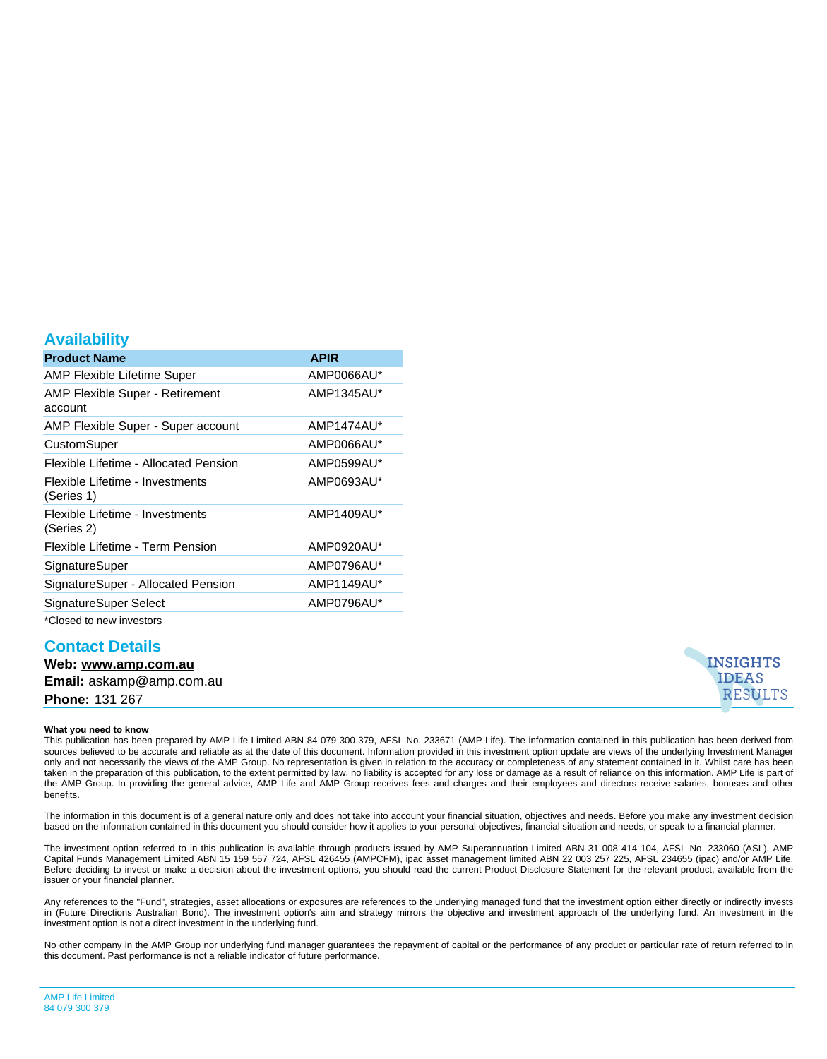## Availability

| Product Name | APIR |
|---|---|
| AMP Flexible Lifetime Super | AMP0066AU* |
| AMP Flexible Super - Retirement account | AMP1345AU* |
| AMP Flexible Super - Super account | AMP1474AU* |
| CustomSuper | AMP0066AU* |
| Flexible Lifetime - Allocated Pension | AMP0599AU* |
| Flexible Lifetime - Investments (Series 1) | AMP0693AU* |
| Flexible Lifetime - Investments (Series 2) | AMP1409AU* |
| Flexible Lifetime - Term Pension | AMP0920AU* |
| SignatureSuper | AMP0796AU* |
| SignatureSuper - Allocated Pension | AMP1149AU* |
| SignatureSuper Select | AMP0796AU* |

*Closed to new investors

## Contact Details

**Web:** **www.amp.com.au**
**Email:** askamp@amp.com.au
**Phone:** 131 267

INSIGHTS
IDEAS
RESULTS

**What you need to know**

This publication has been prepared by AMP Life Limited ABN 84 079 300 379, AFSL No. 233671 (AMP Life). The information contained in this publication has been derived from sources believed to be accurate and reliable as at the date of this document. Information provided in this investment option update are views of the underlying Investment Manager only and not necessarily the views of the AMP Group. No representation is given in relation to the accuracy or completeness of any statement contained in it. Whilst care has been taken in the preparation of this publication, to the extent permitted by law, no liability is accepted for any loss or damage as a result of reliance on this information. AMP Life is part of the AMP Group. In providing the general advice, AMP Life and AMP Group receives fees and charges and their employees and directors receive salaries, bonuses and other benefits.

The information in this document is of a general nature only and does not take into account your financial situation, objectives and needs. Before you make any investment decision based on the information contained in this document you should consider how it applies to your personal objectives, financial situation and needs, or speak to a financial planner.

The investment option referred to in this publication is available through products issued by AMP Superannuation Limited ABN 31 008 414 104, AFSL No. 233060 (ASL), AMP Capital Funds Management Limited ABN 15 159 557 724, AFSL 426455 (AMPCFM), ipac asset management limited ABN 22 003 257 225, AFSL 234655 (ipac) and/or AMP Life. Before deciding to invest or make a decision about the investment options, you should read the current Product Disclosure Statement for the relevant product, available from the issuer or your financial planner.

Any references to the "Fund", strategies, asset allocations or exposures are references to the underlying managed fund that the investment option either directly or indirectly invests in (Future Directions Australian Bond). The investment option's aim and strategy mirrors the objective and investment approach of the underlying fund. An investment in the investment option is not a direct investment in the underlying fund.

No other company in the AMP Group nor underlying fund manager guarantees the repayment of capital or the performance of any product or particular rate of return referred to in this document. Past performance is not a reliable indicator of future performance.

AMP Life Limited
84 079 300 379